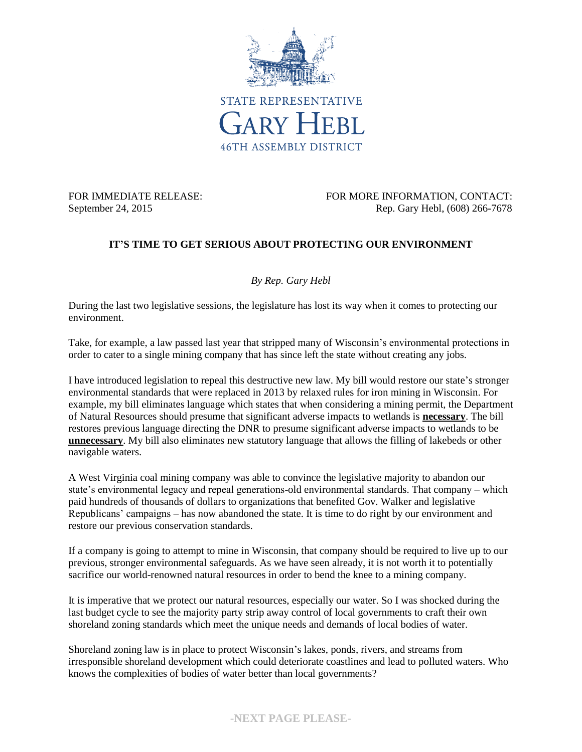STATE REPRESENTATIVE

# GARY HEBL

46TH ASSEMBLY DISTRICT

FOR IMMEDIATE RELEASE:
September 24, 2015

FOR MORE INFORMATION, CONTACT:
Rep. Gary Hebl, (608) 266-7678

## IT'S TIME TO GET SERIOUS ABOUT PROTECTING OUR ENVIRONMENT

*By Rep. Gary Hebl*

During the last two legislative sessions, the legislature has lost its way when it comes to protecting our environment.

Take, for example, a law passed last year that stripped many of Wisconsin's environmental protections in order to cater to a single mining company that has since left the state without creating any jobs.

I have introduced legislation to repeal this destructive new law. My bill would restore our state's stronger environmental standards that were replaced in 2013 by relaxed rules for iron mining in Wisconsin. For example, my bill eliminates language which states that when considering a mining permit, the Department of Natural Resources should presume that significant adverse impacts to wetlands is <u>**necessary**</u>. The bill restores previous language directing the DNR to presume significant adverse impacts to wetlands to be <u>**unnecessary**</u>. My bill also eliminates new statutory language that allows the filling of lakebeds or other navigable waters.

A West Virginia coal mining company was able to convince the legislative majority to abandon our state's environmental legacy and repeal generations-old environmental standards. That company – which paid hundreds of thousands of dollars to organizations that benefited Gov. Walker and legislative Republicans' campaigns – has now abandoned the state. It is time to do right by our environment and restore our previous conservation standards.

If a company is going to attempt to mine in Wisconsin, that company should be required to live up to our previous, stronger environmental safeguards. As we have seen already, it is not worth it to potentially sacrifice our world-renowned natural resources in order to bend the knee to a mining company.

It is imperative that we protect our natural resources, especially our water. So I was shocked during the last budget cycle to see the majority party strip away control of local governments to craft their own shoreland zoning standards which meet the unique needs and demands of local bodies of water.

Shoreland zoning law is in place to protect Wisconsin's lakes, ponds, rivers, and streams from irresponsible shoreland development which could deteriorate coastlines and lead to polluted waters. Who knows the complexities of bodies of water better than local governments?

-NEXT PAGE PLEASE-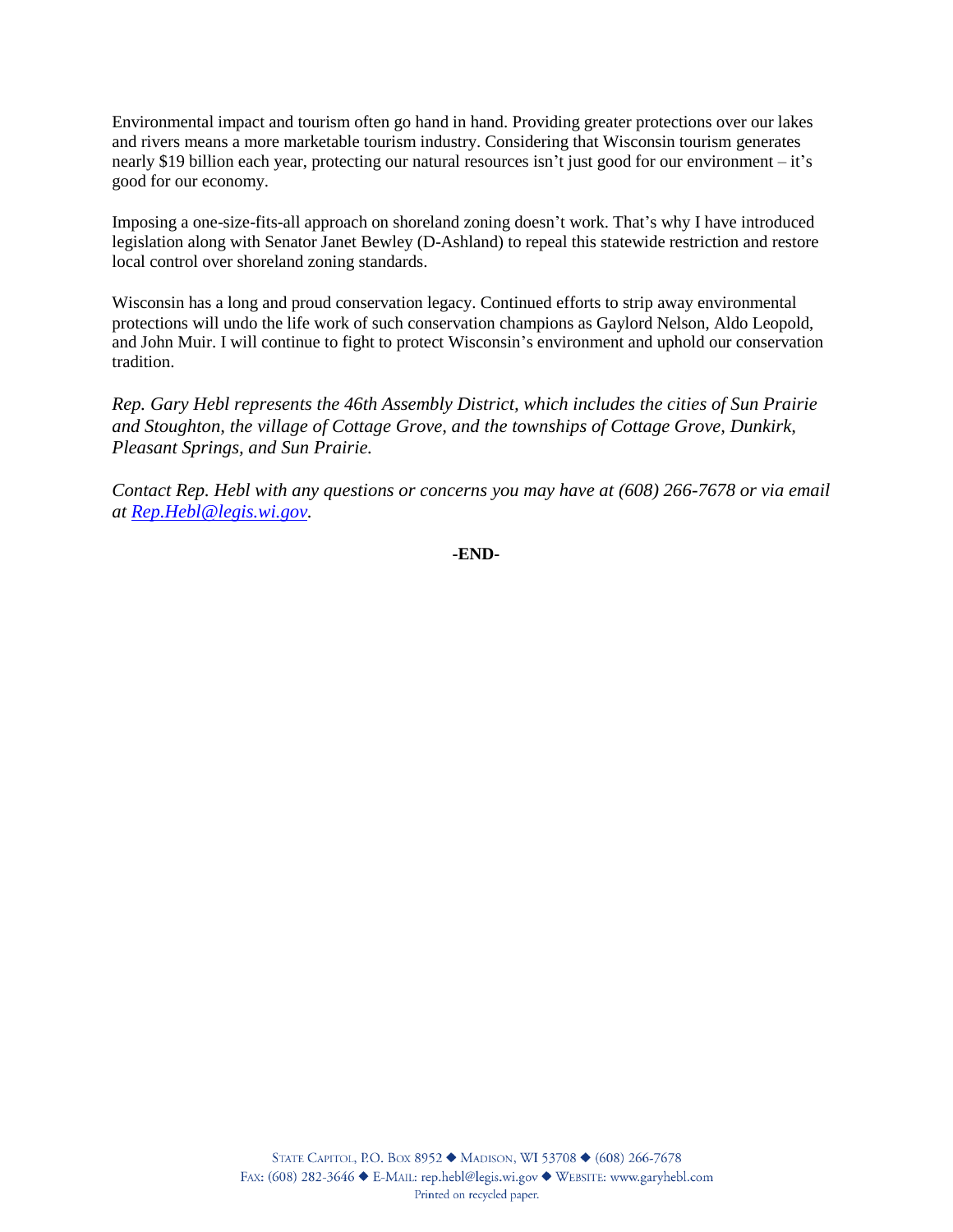Environmental impact and tourism often go hand in hand. Providing greater protections over our lakes and rivers means a more marketable tourism industry. Considering that Wisconsin tourism generates nearly $19 billion each year, protecting our natural resources isn't just good for our environment – it's good for our economy.

Imposing a one-size-fits-all approach on shoreland zoning doesn't work. That's why I have introduced legislation along with Senator Janet Bewley (D-Ashland) to repeal this statewide restriction and restore local control over shoreland zoning standards.

Wisconsin has a long and proud conservation legacy. Continued efforts to strip away environmental protections will undo the life work of such conservation champions as Gaylord Nelson, Aldo Leopold, and John Muir. I will continue to fight to protect Wisconsin's environment and uphold our conservation tradition.

*Rep. Gary Hebl represents the 46th Assembly District, which includes the cities of Sun Prairie and Stoughton, the village of Cottage Grove, and the townships of Cottage Grove, Dunkirk, Pleasant Springs, and Sun Prairie.*

*Contact Rep. Hebl with any questions or concerns you may have at (608) 266-7678 or via email at [Rep.Hebl@legis.wi.gov](mailto:Rep.Hebl@legis.wi.gov).*

**-END-**

State Capitol, P.O. Box 8952 ◆ Madison, WI 53708 ◆ (608) 266-7678
Fax: (608) 282-3646 ◆ E-Mail: rep.hebl@legis.wi.gov ◆ Website: www.garyhebl.com
Printed on recycled paper.